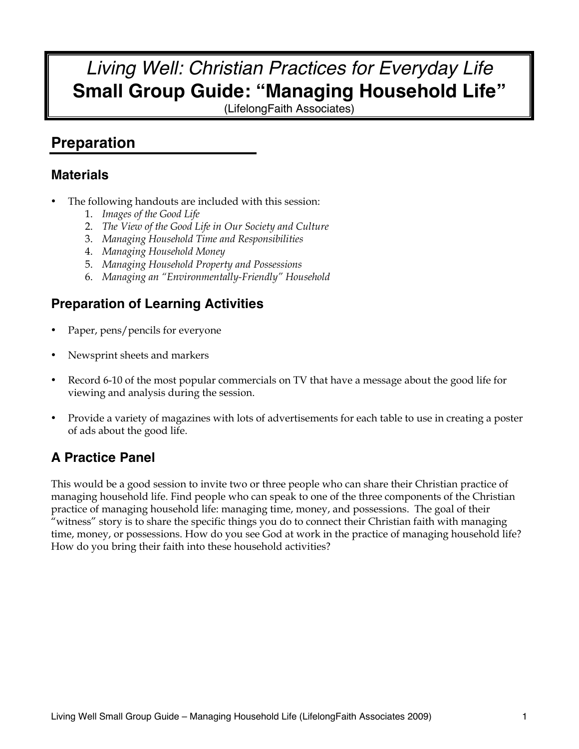# *Living Well: Christian Practices for Everyday Life*
# **Small Group Guide: "Managing Household Life"**

(LifelongFaith Associates)

## Preparation

### Materials

- The following handouts are included with this session:
  1. *Images of the Good Life*
  2. *The View of the Good Life in Our Society and Culture*
  3. *Managing Household Time and Responsibilities*
  4. *Managing Household Money*
  5. *Managing Household Property and Possessions*
  6. *Managing an "Environmentally-Friendly" Household*

### Preparation of Learning Activities

- Paper, pens/pencils for everyone
- Newsprint sheets and markers
- Record 6-10 of the most popular commercials on TV that have a message about the good life for viewing and analysis during the session.
- Provide a variety of magazines with lots of advertisements for each table to use in creating a poster of ads about the good life.

### A Practice Panel

This would be a good session to invite two or three people who can share their Christian practice of managing household life. Find people who can speak to one of the three components of the Christian practice of managing household life: managing time, money, and possessions. The goal of their "witness" story is to share the specific things you do to connect their Christian faith with managing time, money, or possessions. How do you see God at work in the practice of managing household life? How do you bring their faith into these household activities?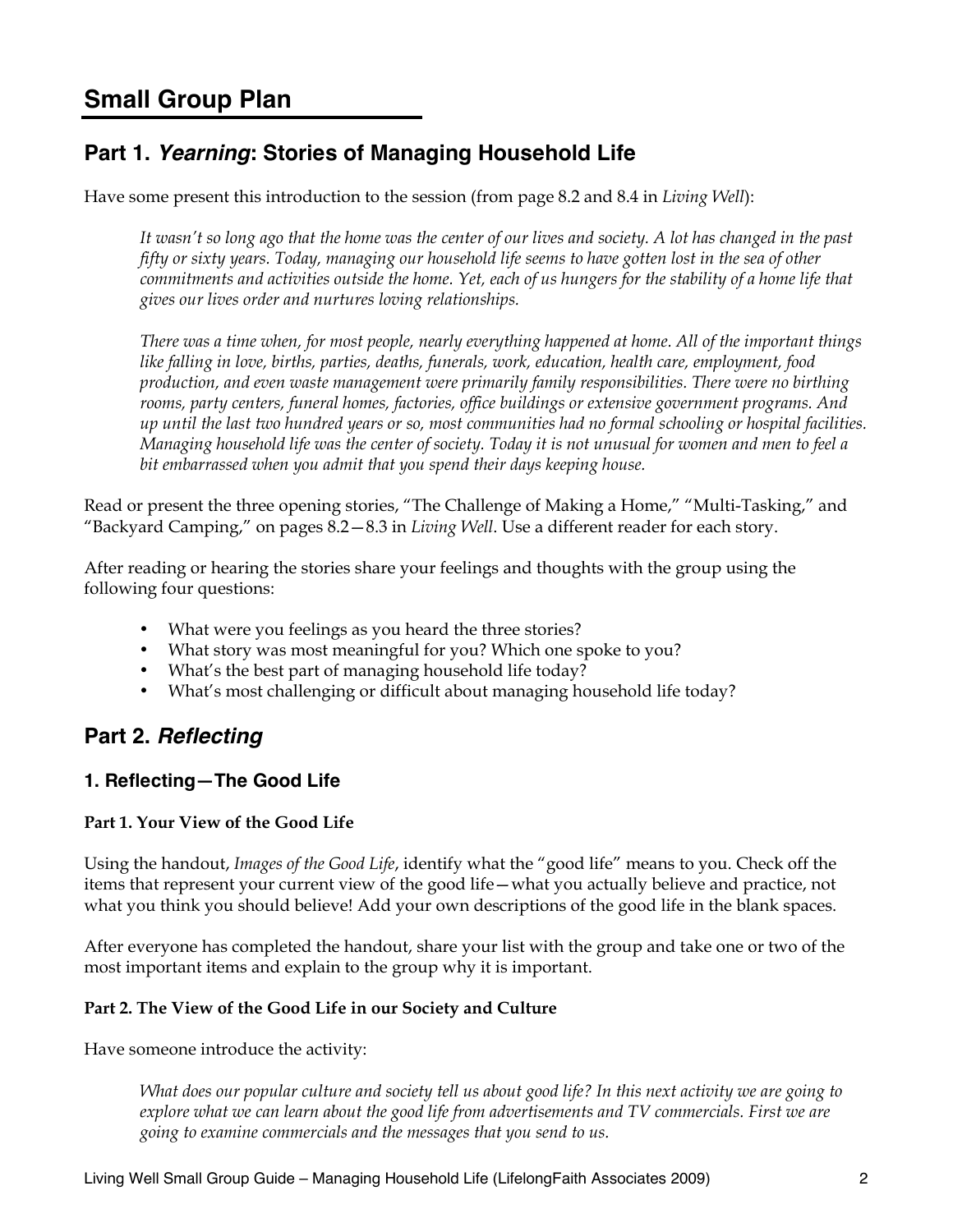# Small Group Plan

## Part 1. *Yearning*: Stories of Managing Household Life

Have some present this introduction to the session (from page 8.2 and 8.4 in *Living Well*):

> *It wasn't so long ago that the home was the center of our lives and society. A lot has changed in the past fifty or sixty years. Today, managing our household life seems to have gotten lost in the sea of other commitments and activities outside the home. Yet, each of us hungers for the stability of a home life that gives our lives order and nurtures loving relationships.*
>
> *There was a time when, for most people, nearly everything happened at home. All of the important things like falling in love, births, parties, deaths, funerals, work, education, health care, employment, food production, and even waste management were primarily family responsibilities. There were no birthing rooms, party centers, funeral homes, factories, office buildings or extensive government programs. And up until the last two hundred years or so, most communities had no formal schooling or hospital facilities. Managing household life was the center of society. Today it is not unusual for women and men to feel a bit embarrassed when you admit that you spend their days keeping house.*

Read or present the three opening stories, "The Challenge of Making a Home," "Multi-Tasking," and "Backyard Camping," on pages 8.2—8.3 in *Living Well*. Use a different reader for each story.

After reading or hearing the stories share your feelings and thoughts with the group using the following four questions:

- What were you feelings as you heard the three stories?
- What story was most meaningful for you? Which one spoke to you?
- What's the best part of managing household life today?
- What's most challenging or difficult about managing household life today?

## Part 2. *Reflecting*

### 1. Reflecting—The Good Life

**Part 1. Your View of the Good Life**

Using the handout, *Images of the Good Life*, identify what the "good life" means to you. Check off the items that represent your current view of the good life—what you actually believe and practice, not what you think you should believe! Add your own descriptions of the good life in the blank spaces.

After everyone has completed the handout, share your list with the group and take one or two of the most important items and explain to the group why it is important.

**Part 2. The View of the Good Life in our Society and Culture**

Have someone introduce the activity:

> *What does our popular culture and society tell us about good life? In this next activity we are going to explore what we can learn about the good life from advertisements and TV commercials. First we are going to examine commercials and the messages that you send to us.*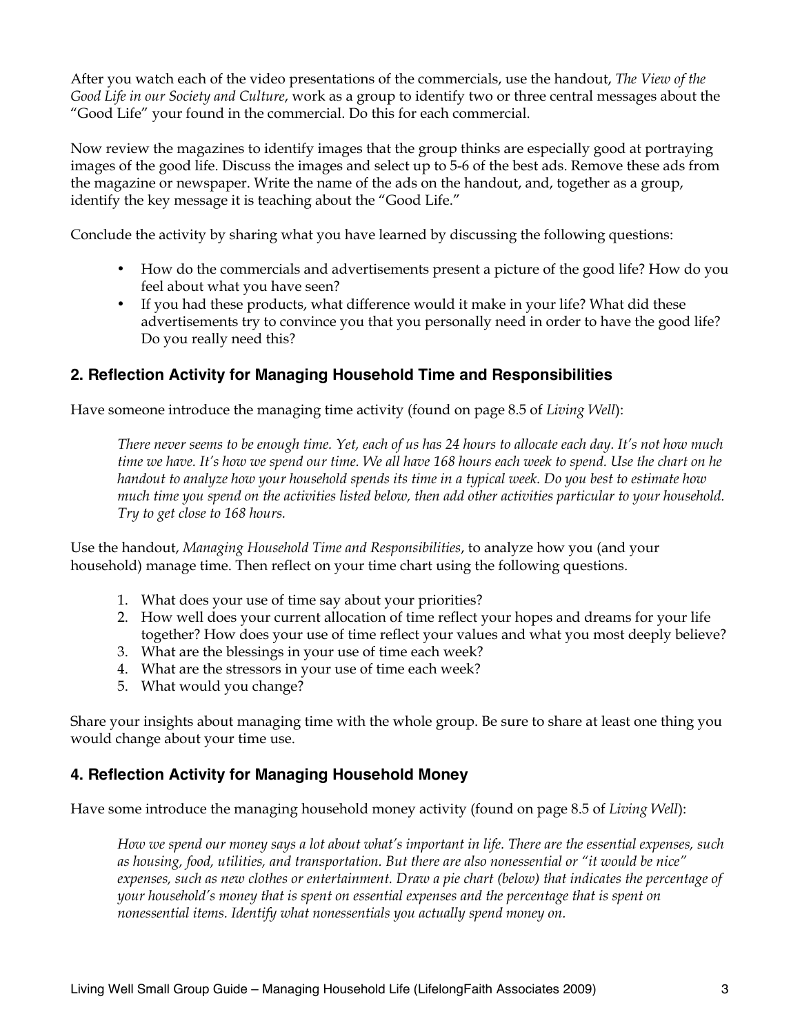After you watch each of the video presentations of the commercials, use the handout, *The View of the Good Life in our Society and Culture*, work as a group to identify two or three central messages about the "Good Life" your found in the commercial. Do this for each commercial.

Now review the magazines to identify images that the group thinks are especially good at portraying images of the good life. Discuss the images and select up to 5-6 of the best ads. Remove these ads from the magazine or newspaper. Write the name of the ads on the handout, and, together as a group, identify the key message it is teaching about the "Good Life."

Conclude the activity by sharing what you have learned by discussing the following questions:

- How do the commercials and advertisements present a picture of the good life? How do you feel about what you have seen?
- If you had these products, what difference would it make in your life? What did these advertisements try to convince you that you personally need in order to have the good life? Do you really need this?

## 2. Reflection Activity for Managing Household Time and Responsibilities

Have someone introduce the managing time activity (found on page 8.5 of *Living Well*):

> *There never seems to be enough time. Yet, each of us has 24 hours to allocate each day. It's not how much time we have. It's how we spend our time. We all have 168 hours each week to spend. Use the chart on he handout to analyze how your household spends its time in a typical week. Do you best to estimate how much time you spend on the activities listed below, then add other activities particular to your household. Try to get close to 168 hours.*

Use the handout, *Managing Household Time and Responsibilities*, to analyze how you (and your household) manage time. Then reflect on your time chart using the following questions.

1. What does your use of time say about your priorities?
2. How well does your current allocation of time reflect your hopes and dreams for your life together? How does your use of time reflect your values and what you most deeply believe?
3. What are the blessings in your use of time each week?
4. What are the stressors in your use of time each week?
5. What would you change?

Share your insights about managing time with the whole group. Be sure to share at least one thing you would change about your time use.

## 4. Reflection Activity for Managing Household Money

Have some introduce the managing household money activity (found on page 8.5 of *Living Well*):

> *How we spend our money says a lot about what's important in life. There are the essential expenses, such as housing, food, utilities, and transportation. But there are also nonessential or "it would be nice" expenses, such as new clothes or entertainment. Draw a pie chart (below) that indicates the percentage of your household's money that is spent on essential expenses and the percentage that is spent on nonessential items. Identify what nonessentials you actually spend money on.*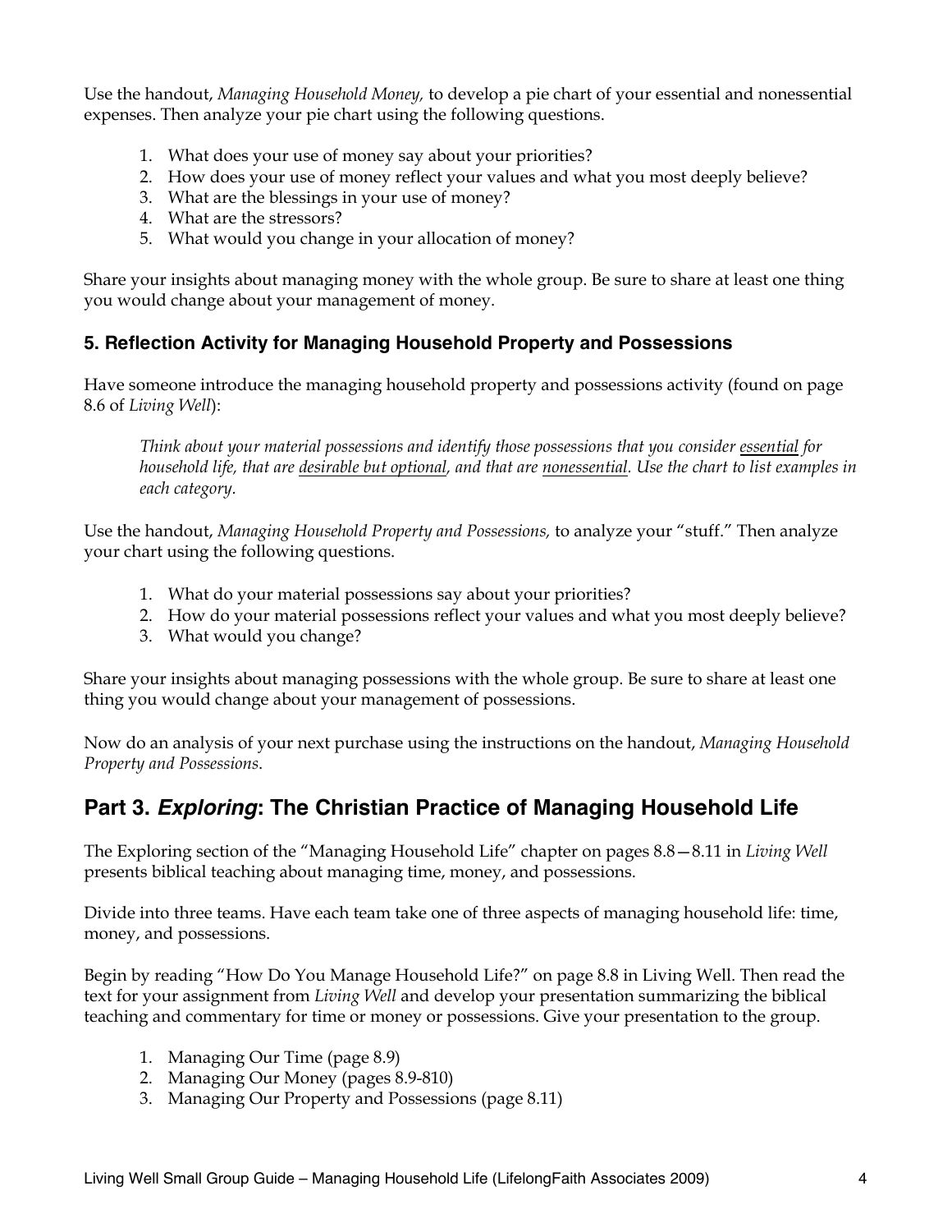Use the handout, *Managing Household Money,* to develop a pie chart of your essential and nonessential expenses. Then analyze your pie chart using the following questions.

1. What does your use of money say about your priorities?
2. How does your use of money reflect your values and what you most deeply believe?
3. What are the blessings in your use of money?
4. What are the stressors?
5. What would you change in your allocation of money?

Share your insights about managing money with the whole group. Be sure to share at least one thing you would change about your management of money.

### 5. Reflection Activity for Managing Household Property and Possessions

Have someone introduce the managing household property and possessions activity (found on page 8.6 of *Living Well*):

> *Think about your material possessions and identify those possessions that you consider <u>essential</u> for household life, that are <u>desirable but optional</u>, and that are <u>nonessential</u>. Use the chart to list examples in each category.*

Use the handout, *Managing Household Property and Possessions,* to analyze your "stuff." Then analyze your chart using the following questions.

1. What do your material possessions say about your priorities?
2. How do your material possessions reflect your values and what you most deeply believe?
3. What would you change?

Share your insights about managing possessions with the whole group. Be sure to share at least one thing you would change about your management of possessions.

Now do an analysis of your next purchase using the instructions on the handout, *Managing Household Property and Possessions*.

## Part 3. ***Exploring***: The Christian Practice of Managing Household Life

The Exploring section of the "Managing Household Life" chapter on pages 8.8—8.11 in *Living Well* presents biblical teaching about managing time, money, and possessions.

Divide into three teams. Have each team take one of three aspects of managing household life: time, money, and possessions.

Begin by reading "How Do You Manage Household Life?" on page 8.8 in Living Well. Then read the text for your assignment from *Living Well* and develop your presentation summarizing the biblical teaching and commentary for time or money or possessions. Give your presentation to the group.

1. Managing Our Time (page 8.9)
2. Managing Our Money (pages 8.9-810)
3. Managing Our Property and Possessions (page 8.11)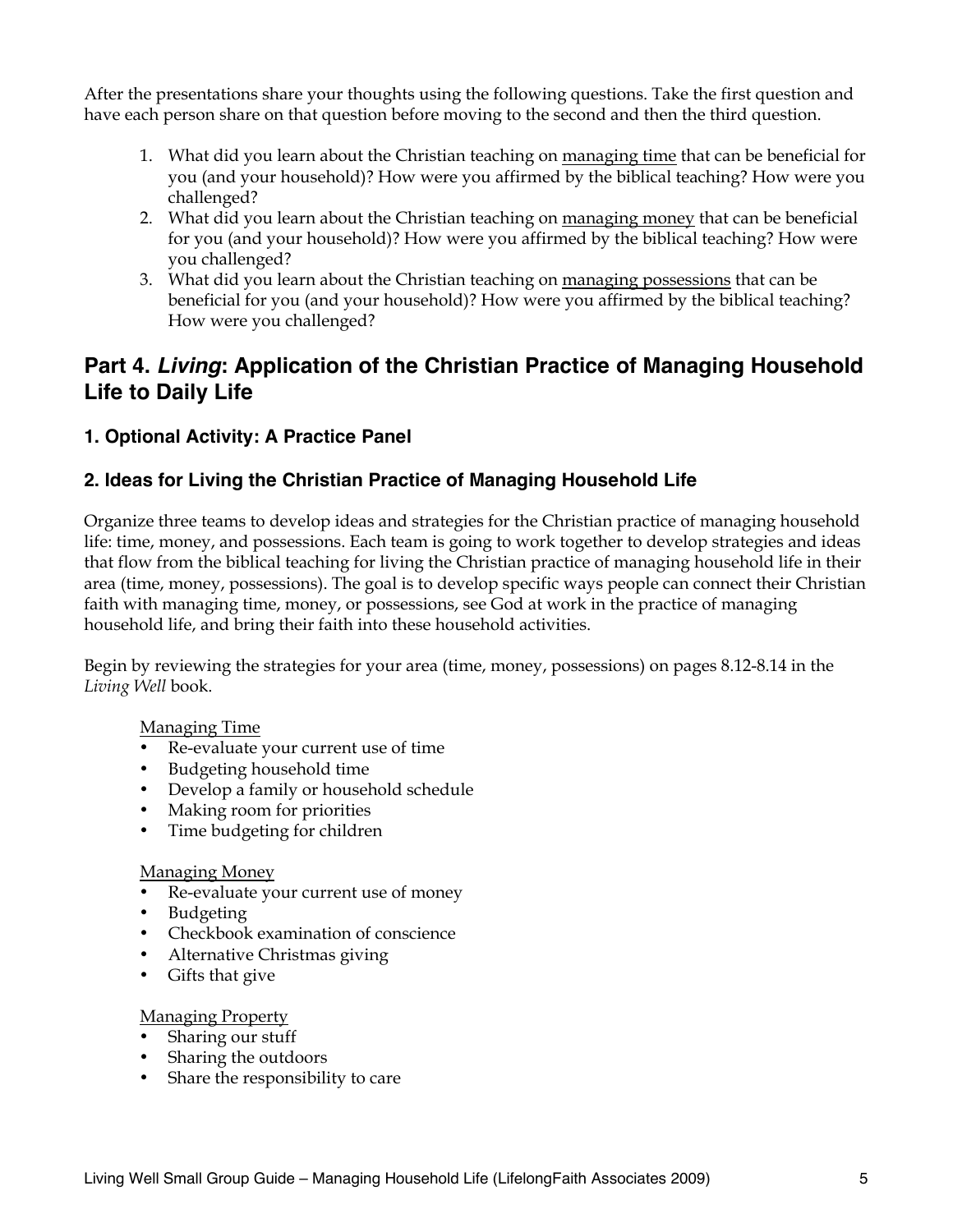After the presentations share your thoughts using the following questions. Take the first question and have each person share on that question before moving to the second and then the third question.

1. What did you learn about the Christian teaching on managing time that can be beneficial for you (and your household)? How were you affirmed by the biblical teaching? How were you challenged?
2. What did you learn about the Christian teaching on managing money that can be beneficial for you (and your household)? How were you affirmed by the biblical teaching? How were you challenged?
3. What did you learn about the Christian teaching on managing possessions that can be beneficial for you (and your household)? How were you affirmed by the biblical teaching? How were you challenged?

## Part 4. *Living*: Application of the Christian Practice of Managing Household Life to Daily Life

### 1. Optional Activity: A Practice Panel

### 2. Ideas for Living the Christian Practice of Managing Household Life

Organize three teams to develop ideas and strategies for the Christian practice of managing household life: time, money, and possessions. Each team is going to work together to develop strategies and ideas that flow from the biblical teaching for living the Christian practice of managing household life in their area (time, money, possessions). The goal is to develop specific ways people can connect their Christian faith with managing time, money, or possessions, see God at work in the practice of managing household life, and bring their faith into these household activities.

Begin by reviewing the strategies for your area (time, money, possessions) on pages 8.12-8.14 in the *Living Well* book.

Managing Time

- Re-evaluate your current use of time
- Budgeting household time
- Develop a family or household schedule
- Making room for priorities
- Time budgeting for children

Managing Money

- Re-evaluate your current use of money
- Budgeting
- Checkbook examination of conscience
- Alternative Christmas giving
- Gifts that give

Managing Property

- Sharing our stuff
- Sharing the outdoors
- Share the responsibility to care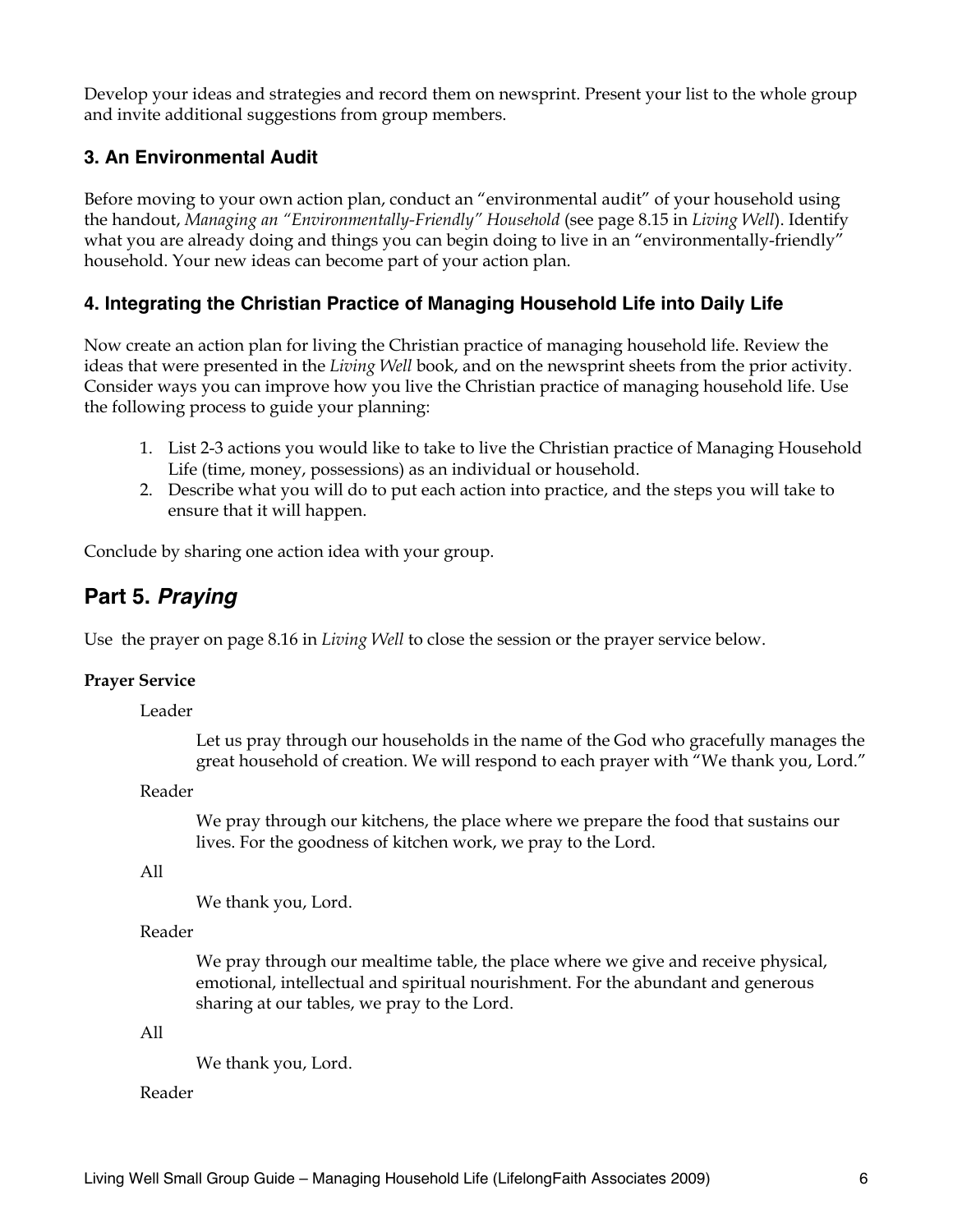Develop your ideas and strategies and record them on newsprint. Present your list to the whole group and invite additional suggestions from group members.

### 3. An Environmental Audit

Before moving to your own action plan, conduct an "environmental audit" of your household using the handout, *Managing an "Environmentally-Friendly" Household* (see page 8.15 in *Living Well*). Identify what you are already doing and things you can begin doing to live in an "environmentally-friendly" household. Your new ideas can become part of your action plan.

### 4. Integrating the Christian Practice of Managing Household Life into Daily Life

Now create an action plan for living the Christian practice of managing household life. Review the ideas that were presented in the *Living Well* book, and on the newsprint sheets from the prior activity. Consider ways you can improve how you live the Christian practice of managing household life. Use the following process to guide your planning:

1. List 2-3 actions you would like to take to live the Christian practice of Managing Household Life (time, money, possessions) as an individual or household.
2. Describe what you will do to put each action into practice, and the steps you will take to ensure that it will happen.

Conclude by sharing one action idea with your group.

## Part 5. *Praying*

Use the prayer on page 8.16 in *Living Well* to close the session or the prayer service below.

**Prayer Service**

Leader

> Let us pray through our households in the name of the God who gracefully manages the great household of creation. We will respond to each prayer with "We thank you, Lord."

Reader

> We pray through our kitchens, the place where we prepare the food that sustains our lives. For the goodness of kitchen work, we pray to the Lord.

All

> We thank you, Lord.

Reader

> We pray through our mealtime table, the place where we give and receive physical, emotional, intellectual and spiritual nourishment. For the abundant and generous sharing at our tables, we pray to the Lord.

All

> We thank you, Lord.

Reader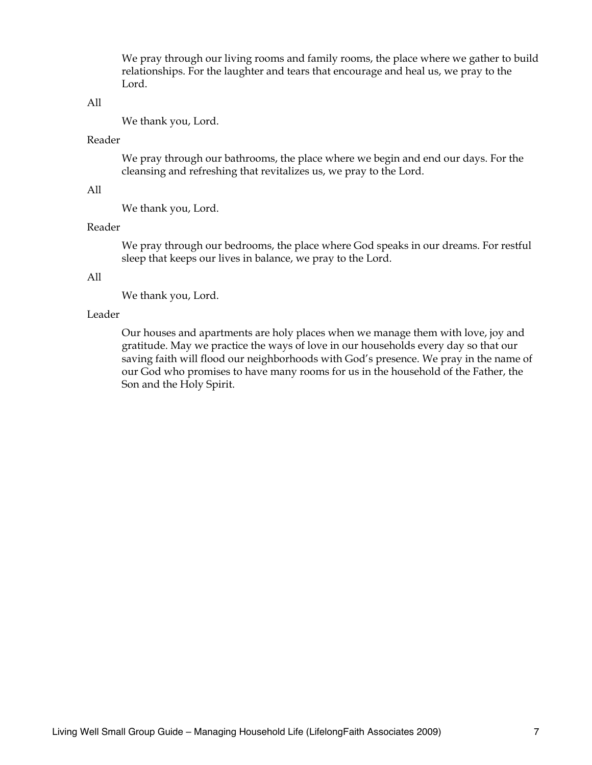We pray through our living rooms and family rooms, the place where we gather to build relationships. For the laughter and tears that encourage and heal us, we pray to the Lord.

All

We thank you, Lord.

Reader

We pray through our bathrooms, the place where we begin and end our days. For the cleansing and refreshing that revitalizes us, we pray to the Lord.

All

We thank you, Lord.

Reader

We pray through our bedrooms, the place where God speaks in our dreams. For restful sleep that keeps our lives in balance, we pray to the Lord.

All

We thank you, Lord.

Leader

Our houses and apartments are holy places when we manage them with love, joy and gratitude. May we practice the ways of love in our households every day so that our saving faith will flood our neighborhoods with God's presence. We pray in the name of our God who promises to have many rooms for us in the household of the Father, the Son and the Holy Spirit.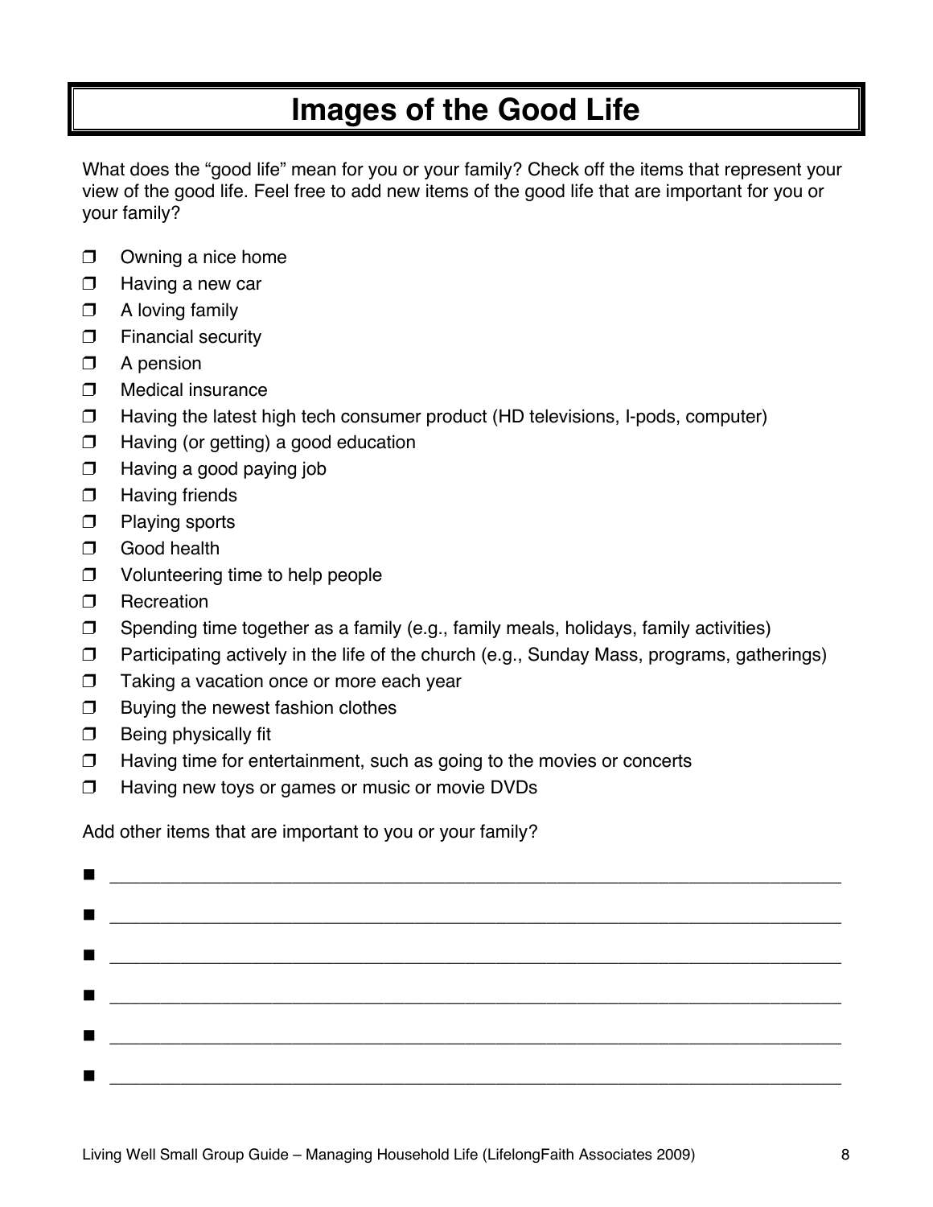# Images of the Good Life

What does the "good life" mean for you or your family? Check off the items that represent your view of the good life. Feel free to add new items of the good life that are important for you or your family?

- ❒ Owning a nice home
- ❒ Having a new car
- ❒ A loving family
- ❒ Financial security
- ❒ A pension
- ❒ Medical insurance
- ❒ Having the latest high tech consumer product (HD televisions, I-pods, computer)
- ❒ Having (or getting) a good education
- ❒ Having a good paying job
- ❒ Having friends
- ❒ Playing sports
- ❒ Good health
- ❒ Volunteering time to help people
- ❒ Recreation
- ❒ Spending time together as a family (e.g., family meals, holidays, family activities)
- ❒ Participating actively in the life of the church (e.g., Sunday Mass, programs, gatherings)
- ❒ Taking a vacation once or more each year
- ❒ Buying the newest fashion clothes
- ❒ Being physically fit
- ❒ Having time for entertainment, such as going to the movies or concerts
- ❒ Having new toys or games or music or movie DVDs

Add other items that are important to you or your family?

- ______________________________________________________________________
- ______________________________________________________________________
- ______________________________________________________________________
- ______________________________________________________________________
- ______________________________________________________________________
- ______________________________________________________________________

Living Well Small Group Guide – Managing Household Life (LifelongFaith Associates 2009)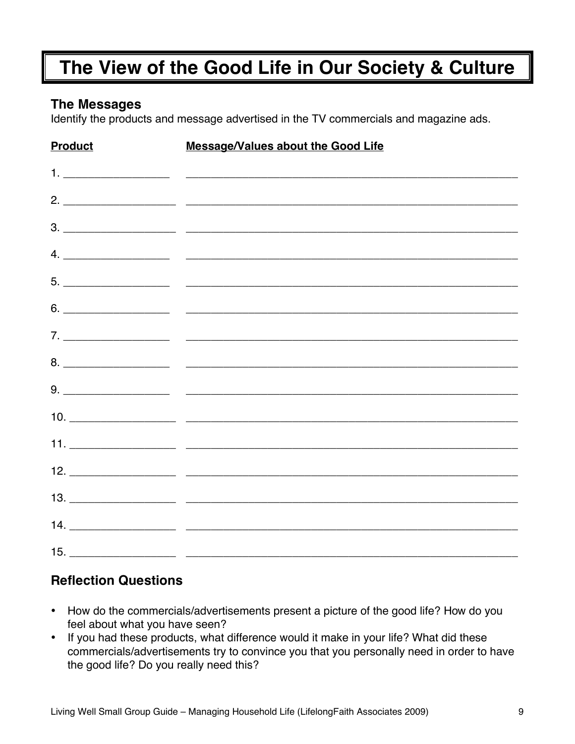# The View of the Good Life in Our Society & Culture

## The Messages

Identify the products and message advertised in the TV commercials and magazine ads.

| Product | Message/Values about the Good Life |
|---|---|
| 1. ________________ | ________________________________________________ |
| 2. ________________ | ________________________________________________ |
| 3. ________________ | ________________________________________________ |
| 4. ________________ | ________________________________________________ |
| 5. ________________ | ________________________________________________ |
| 6. ________________ | ________________________________________________ |
| 7. ________________ | ________________________________________________ |
| 8. ________________ | ________________________________________________ |
| 9. ________________ | ________________________________________________ |
| 10. ________________ | ________________________________________________ |
| 11. ________________ | ________________________________________________ |
| 12. ________________ | ________________________________________________ |
| 13. ________________ | ________________________________________________ |
| 14. ________________ | ________________________________________________ |
| 15. ________________ | ________________________________________________ |

## Reflection Questions

- How do the commercials/advertisements present a picture of the good life? How do you feel about what you have seen?
- If you had these products, what difference would it make in your life? What did these commercials/advertisements try to convince you that you personally need in order to have the good life? Do you really need this?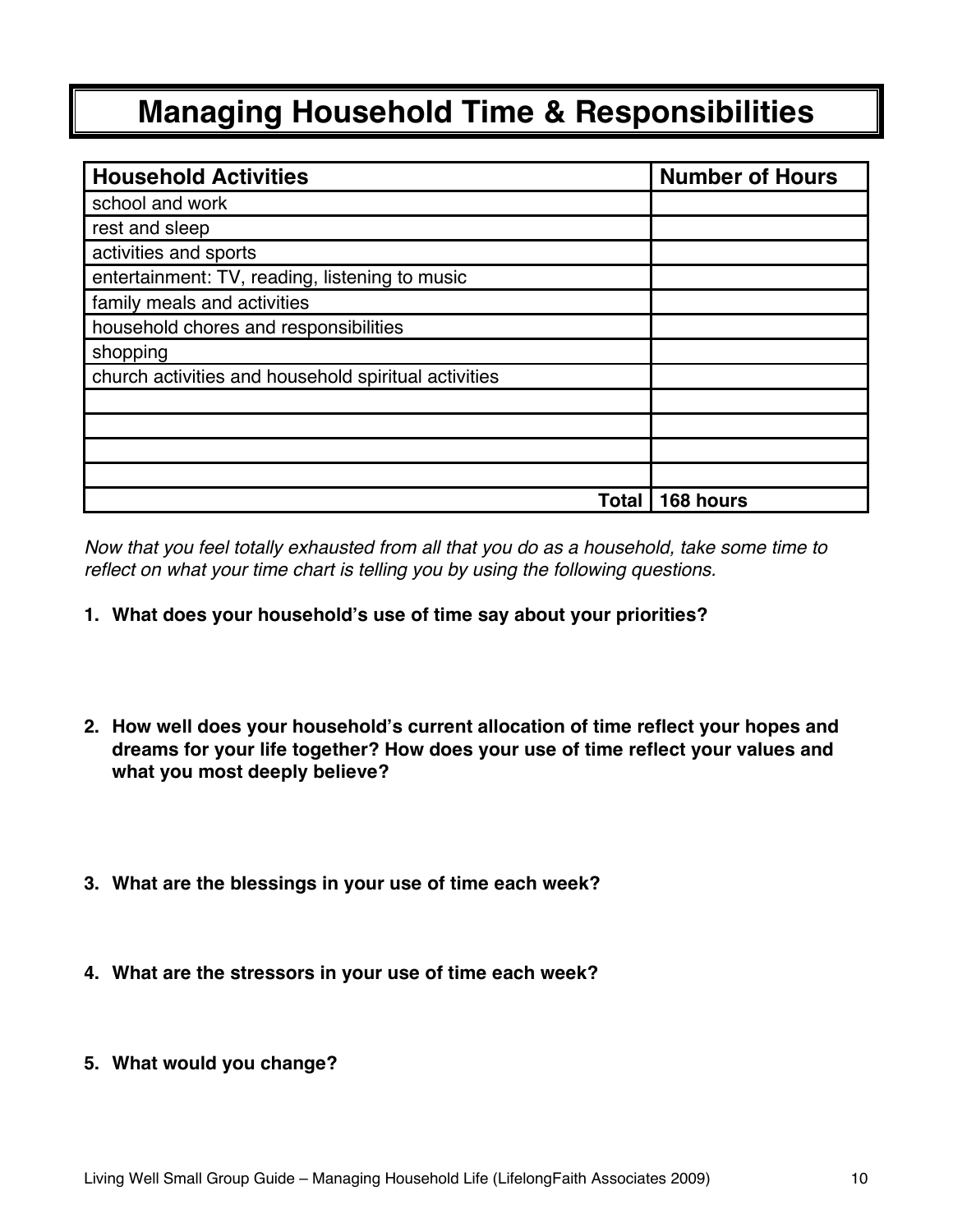# Managing Household Time & Responsibilities

| Household Activities | Number of Hours |
|---|---|
| school and work | |
| rest and sleep | |
| activities and sports | |
| entertainment: TV, reading, listening to music | |
| family meals and activities | |
| household chores and responsibilities | |
| shopping | |
| church activities and household spiritual activities | |
| | |
| | |
| | |
| | |
| **Total** | **168 hours** |

*Now that you feel totally exhausted from all that you do as a household, take some time to reflect on what your time chart is telling you by using the following questions.*

1. **What does your household's use of time say about your priorities?**

2. **How well does your household's current allocation of time reflect your hopes and dreams for your life together? How does your use of time reflect your values and what you most deeply believe?**

3. **What are the blessings in your use of time each week?**

4. **What are the stressors in your use of time each week?**

5. **What would you change?**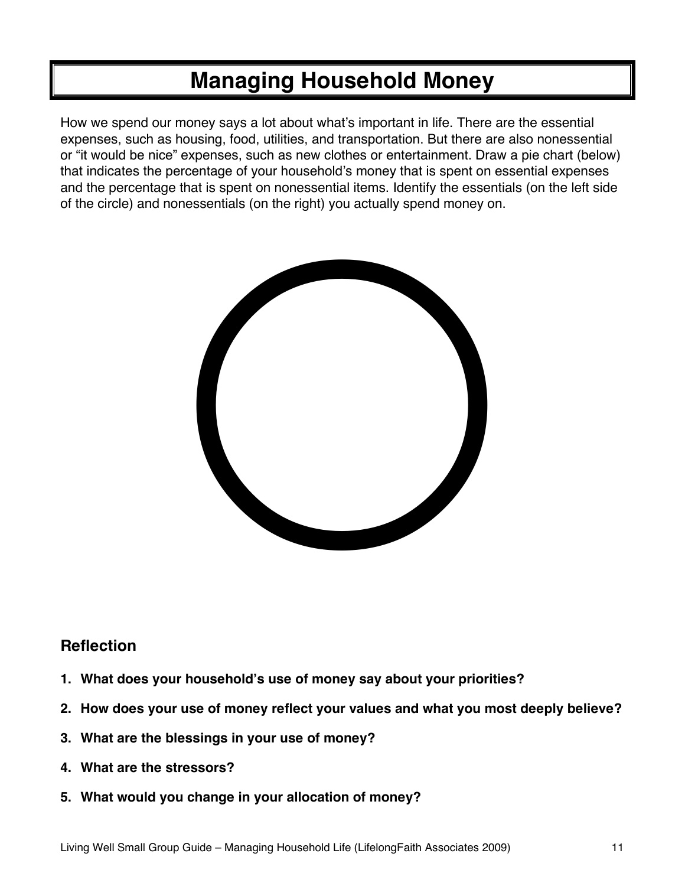# Managing Household Money

How we spend our money says a lot about what's important in life. There are the essential expenses, such as housing, food, utilities, and transportation. But there are also nonessential or "it would be nice" expenses, such as new clothes or entertainment. Draw a pie chart (below) that indicates the percentage of your household's money that is spent on essential expenses and the percentage that is spent on nonessential items. Identify the essentials (on the left side of the circle) and nonessentials (on the right) you actually spend money on.

## Reflection

1. **What does your household's use of money say about your priorities?**
2. **How does your use of money reflect your values and what you most deeply believe?**
3. **What are the blessings in your use of money?**
4. **What are the stressors?**
5. **What would you change in your allocation of money?**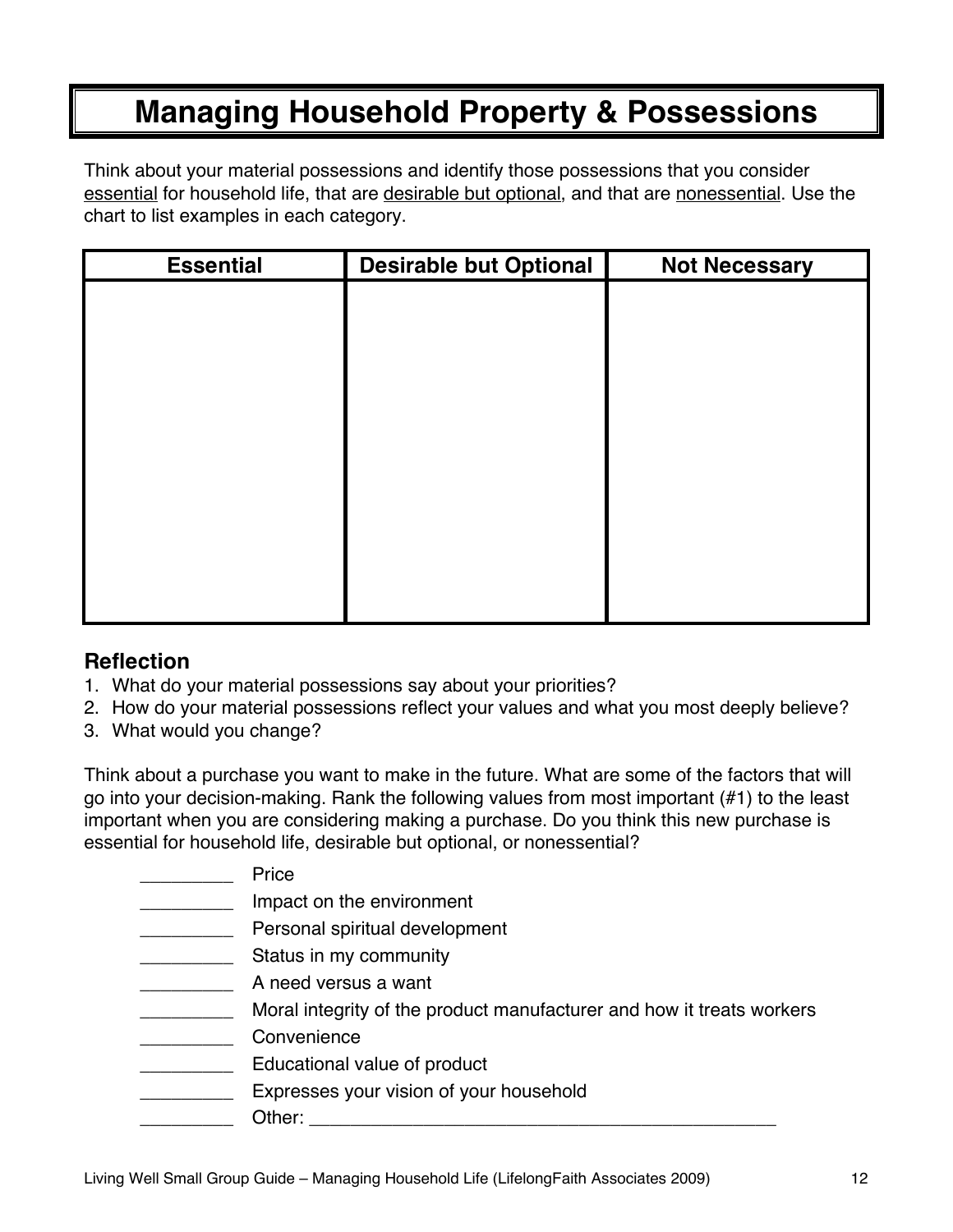# Managing Household Property & Possessions

Think about your material possessions and identify those possessions that you consider <u>essential</u> for household life, that are <u>desirable but optional</u>, and that are <u>nonessential</u>. Use the chart to list examples in each category.

| Essential | Desirable but Optional | Not Necessary |
|---|---|---|
| | | |

### Reflection

1. What do your material possessions say about your priorities?
2. How do your material possessions reflect your values and what you most deeply believe?
3. What would you change?

Think about a purchase you want to make in the future. What are some of the factors that will go into your decision-making. Rank the following values from most important (#1) to the least important when you are considering making a purchase. Do you think this new purchase is essential for household life, desirable but optional, or nonessential?

_________ Price
_________ Impact on the environment
_________ Personal spiritual development
_________ Status in my community
_________ A need versus a want
_________ Moral integrity of the product manufacturer and how it treats workers
_________ Convenience
_________ Educational value of product
_________ Expresses your vision of your household
_________ Other: _______________________________________________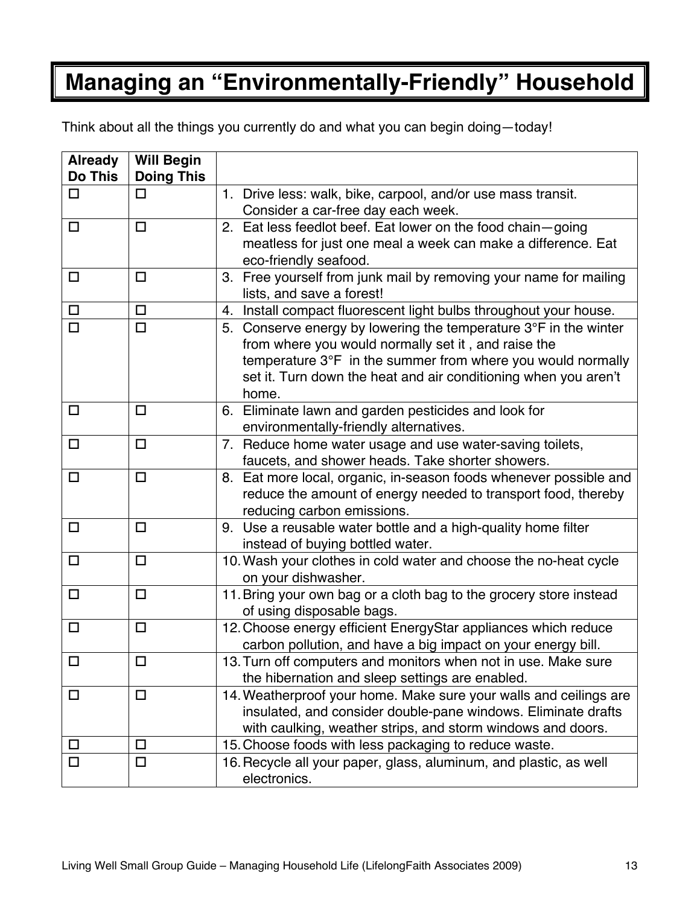# Managing an "Environmentally-Friendly" Household

Think about all the things you currently do and what you can begin doing—today!

| Already Do This | Will Begin Doing This | |
|---|---|---|
| ☐ | ☐ | 1. Drive less: walk, bike, carpool, and/or use mass transit. Consider a car-free day each week. |
| ☐ | ☐ | 2. Eat less feedlot beef. Eat lower on the food chain—going meatless for just one meal a week can make a difference. Eat eco-friendly seafood. |
| ☐ | ☐ | 3. Free yourself from junk mail by removing your name for mailing lists, and save a forest! |
| ☐ | ☐ | 4. Install compact fluorescent light bulbs throughout your house. |
| ☐ | ☐ | 5. Conserve energy by lowering the temperature 3°F in the winter from where you would normally set it , and raise the temperature 3°F in the summer from where you would normally set it. Turn down the heat and air conditioning when you aren't home. |
| ☐ | ☐ | 6. Eliminate lawn and garden pesticides and look for environmentally-friendly alternatives. |
| ☐ | ☐ | 7. Reduce home water usage and use water-saving toilets, faucets, and shower heads. Take shorter showers. |
| ☐ | ☐ | 8. Eat more local, organic, in-season foods whenever possible and reduce the amount of energy needed to transport food, thereby reducing carbon emissions. |
| ☐ | ☐ | 9. Use a reusable water bottle and a high-quality home filter instead of buying bottled water. |
| ☐ | ☐ | 10. Wash your clothes in cold water and choose the no-heat cycle on your dishwasher. |
| ☐ | ☐ | 11. Bring your own bag or a cloth bag to the grocery store instead of using disposable bags. |
| ☐ | ☐ | 12. Choose energy efficient EnergyStar appliances which reduce carbon pollution, and have a big impact on your energy bill. |
| ☐ | ☐ | 13. Turn off computers and monitors when not in use. Make sure the hibernation and sleep settings are enabled. |
| ☐ | ☐ | 14. Weatherproof your home. Make sure your walls and ceilings are insulated, and consider double-pane windows. Eliminate drafts with caulking, weather strips, and storm windows and doors. |
| ☐ | ☐ | 15. Choose foods with less packaging to reduce waste. |
| ☐ | ☐ | 16. Recycle all your paper, glass, aluminum, and plastic, as well electronics. |

Living Well Small Group Guide – Managing Household Life (LifelongFaith Associates 2009)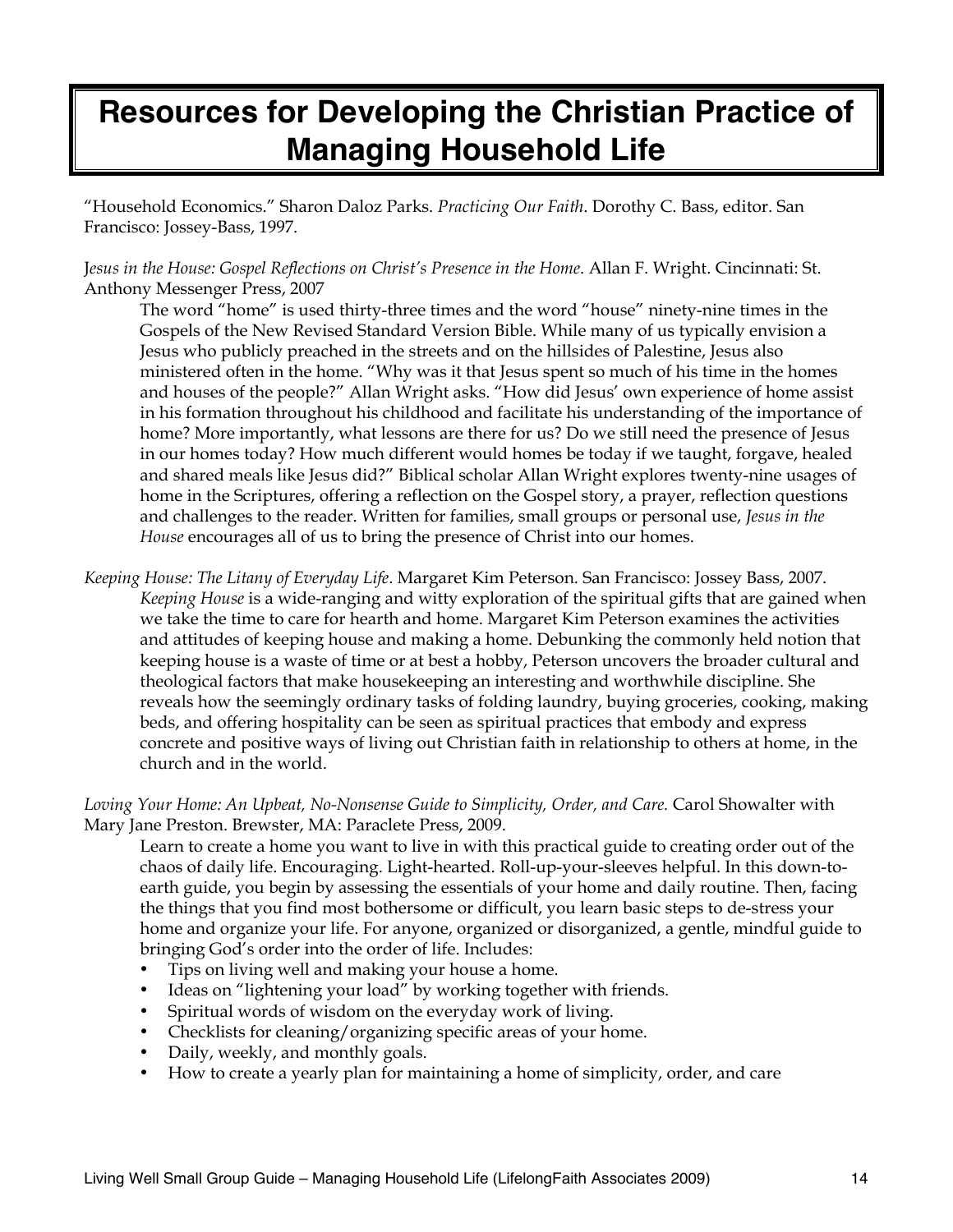# Resources for Developing the Christian Practice of Managing Household Life

"Household Economics." Sharon Daloz Parks. *Practicing Our Faith*. Dorothy C. Bass, editor. San Francisco: Jossey-Bass, 1997.

*Jesus in the House: Gospel Reflections on Christ's Presence in the Home*. Allan F. Wright. Cincinnati: St. Anthony Messenger Press, 2007

> The word "home" is used thirty-three times and the word "house" ninety-nine times in the Gospels of the New Revised Standard Version Bible. While many of us typically envision a Jesus who publicly preached in the streets and on the hillsides of Palestine, Jesus also ministered often in the home. "Why was it that Jesus spent so much of his time in the homes and houses of the people?" Allan Wright asks. "How did Jesus' own experience of home assist in his formation throughout his childhood and facilitate his understanding of the importance of home? More importantly, what lessons are there for us? Do we still need the presence of Jesus in our homes today? How much different would homes be today if we taught, forgave, healed and shared meals like Jesus did?" Biblical scholar Allan Wright explores twenty-nine usages of home in the Scriptures, offering a reflection on the Gospel story, a prayer, reflection questions and challenges to the reader. Written for families, small groups or personal use, *Jesus in the House* encourages all of us to bring the presence of Christ into our homes.

*Keeping House: The Litany of Everyday Life*. Margaret Kim Peterson. San Francisco: Jossey Bass, 2007.

> *Keeping House* is a wide-ranging and witty exploration of the spiritual gifts that are gained when we take the time to care for hearth and home. Margaret Kim Peterson examines the activities and attitudes of keeping house and making a home. Debunking the commonly held notion that keeping house is a waste of time or at best a hobby, Peterson uncovers the broader cultural and theological factors that make housekeeping an interesting and worthwhile discipline. She reveals how the seemingly ordinary tasks of folding laundry, buying groceries, cooking, making beds, and offering hospitality can be seen as spiritual practices that embody and express concrete and positive ways of living out Christian faith in relationship to others at home, in the church and in the world.

*Loving Your Home: An Upbeat, No-Nonsense Guide to Simplicity, Order, and Care.* Carol Showalter with Mary Jane Preston. Brewster, MA: Paraclete Press, 2009.

> Learn to create a home you want to live in with this practical guide to creating order out of the chaos of daily life. Encouraging. Light-hearted. Roll-up-your-sleeves helpful. In this down-to-earth guide, you begin by assessing the essentials of your home and daily routine. Then, facing the things that you find most bothersome or difficult, you learn basic steps to de-stress your home and organize your life. For anyone, organized or disorganized, a gentle, mindful guide to bringing God's order into the order of life. Includes:
>
> - Tips on living well and making your house a home.
> - Ideas on "lightening your load" by working together with friends.
> - Spiritual words of wisdom on the everyday work of living.
> - Checklists for cleaning/organizing specific areas of your home.
> - Daily, weekly, and monthly goals.
> - How to create a yearly plan for maintaining a home of simplicity, order, and care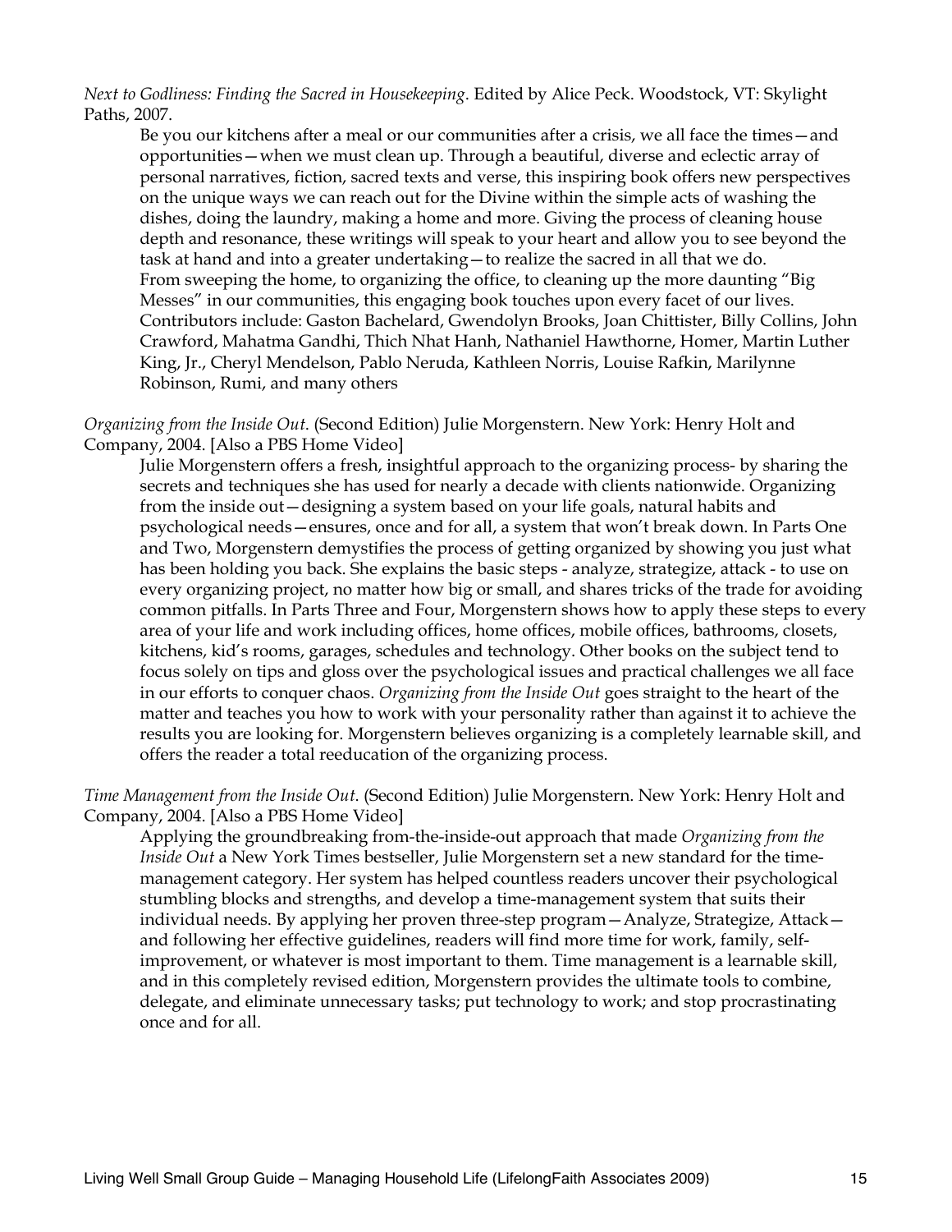*Next to Godliness: Finding the Sacred in Housekeeping*. Edited by Alice Peck. Woodstock, VT: Skylight Paths, 2007.

Be you our kitchens after a meal or our communities after a crisis, we all face the times—and opportunities—when we must clean up. Through a beautiful, diverse and eclectic array of personal narratives, fiction, sacred texts and verse, this inspiring book offers new perspectives on the unique ways we can reach out for the Divine within the simple acts of washing the dishes, doing the laundry, making a home and more. Giving the process of cleaning house depth and resonance, these writings will speak to your heart and allow you to see beyond the task at hand and into a greater undertaking—to realize the sacred in all that we do. From sweeping the home, to organizing the office, to cleaning up the more daunting "Big Messes" in our communities, this engaging book touches upon every facet of our lives. Contributors include: Gaston Bachelard, Gwendolyn Brooks, Joan Chittister, Billy Collins, John Crawford, Mahatma Gandhi, Thich Nhat Hanh, Nathaniel Hawthorne, Homer, Martin Luther King, Jr., Cheryl Mendelson, Pablo Neruda, Kathleen Norris, Louise Rafkin, Marilynne Robinson, Rumi, and many others

*Organizing from the Inside Out*. (Second Edition) Julie Morgenstern. New York: Henry Holt and Company, 2004. [Also a PBS Home Video]

Julie Morgenstern offers a fresh, insightful approach to the organizing process- by sharing the secrets and techniques she has used for nearly a decade with clients nationwide. Organizing from the inside out—designing a system based on your life goals, natural habits and psychological needs—ensures, once and for all, a system that won't break down. In Parts One and Two, Morgenstern demystifies the process of getting organized by showing you just what has been holding you back. She explains the basic steps - analyze, strategize, attack - to use on every organizing project, no matter how big or small, and shares tricks of the trade for avoiding common pitfalls. In Parts Three and Four, Morgenstern shows how to apply these steps to every area of your life and work including offices, home offices, mobile offices, bathrooms, closets, kitchens, kid's rooms, garages, schedules and technology. Other books on the subject tend to focus solely on tips and gloss over the psychological issues and practical challenges we all face in our efforts to conquer chaos. *Organizing from the Inside Out* goes straight to the heart of the matter and teaches you how to work with your personality rather than against it to achieve the results you are looking for. Morgenstern believes organizing is a completely learnable skill, and offers the reader a total reeducation of the organizing process.

*Time Management from the Inside Out*. (Second Edition) Julie Morgenstern. New York: Henry Holt and Company, 2004. [Also a PBS Home Video]

Applying the groundbreaking from-the-inside-out approach that made *Organizing from the Inside Out* a New York Times bestseller, Julie Morgenstern set a new standard for the time-management category. Her system has helped countless readers uncover their psychological stumbling blocks and strengths, and develop a time-management system that suits their individual needs. By applying her proven three-step program—Analyze, Strategize, Attack—and following her effective guidelines, readers will find more time for work, family, self-improvement, or whatever is most important to them. Time management is a learnable skill, and in this completely revised edition, Morgenstern provides the ultimate tools to combine, delegate, and eliminate unnecessary tasks; put technology to work; and stop procrastinating once and for all.